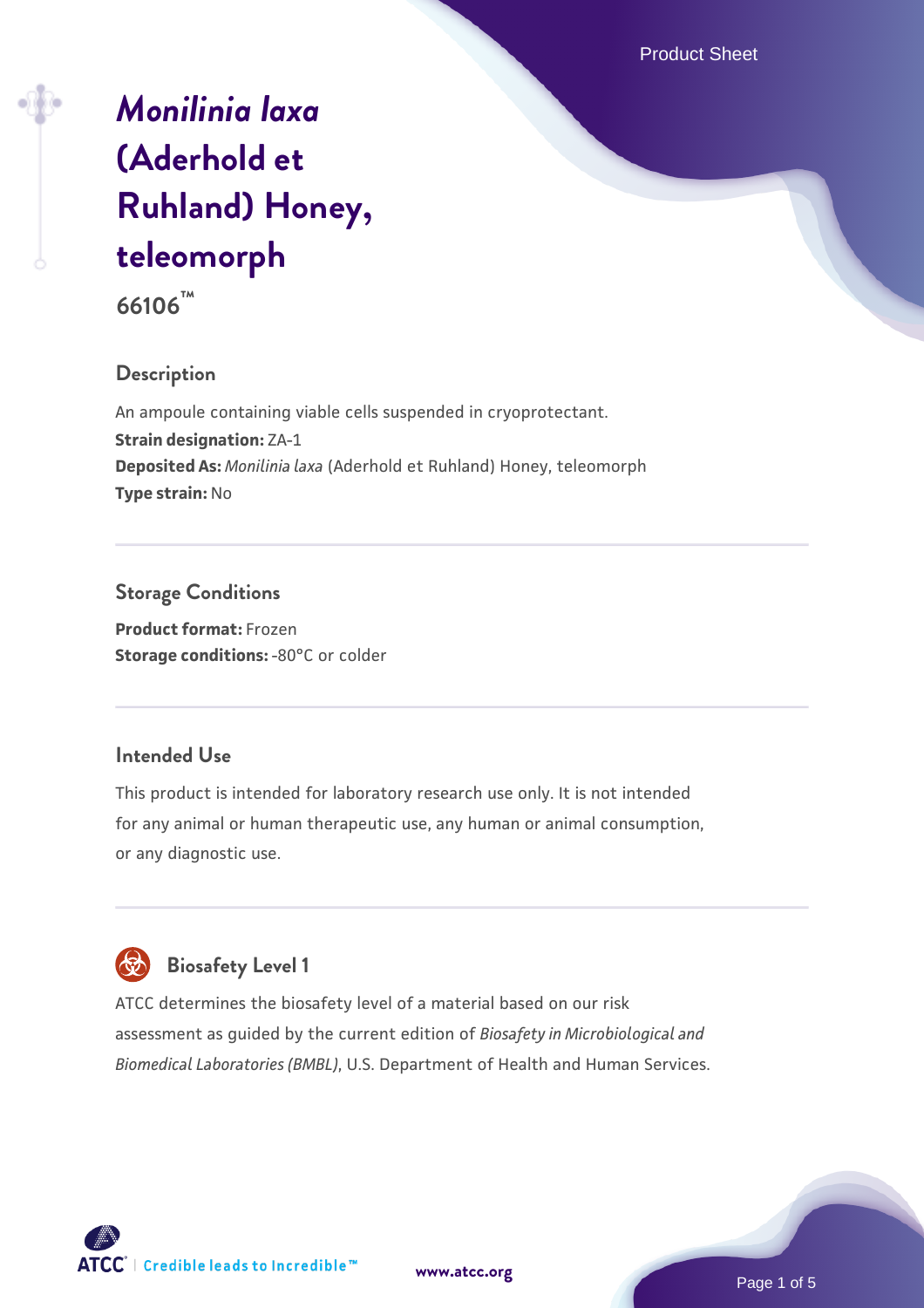# *Monilinia laxa* (Aderhold et Ruhland) Honey, teleomorph

**66106™**

## Description

An ampoule containing viable cells suspended in cryoprotectant.

**Strain designation:** ZA-1

**Deposited As:** *Monilinia laxa* (Aderhold et Ruhland) Honey, teleomorph

**Type strain:** No

## Storage Conditions

**Product format:** Frozen

**Storage conditions:** -80°C or colder

## Intended Use

This product is intended for laboratory research use only. It is not intended for any animal or human therapeutic use, any human or animal consumption, or any diagnostic use.

## Biosafety Level 1

ATCC determines the biosafety level of a material based on our risk assessment as guided by the current edition of *Biosafety in Microbiological and Biomedical Laboratories (BMBL)*, U.S. Department of Health and Human Services.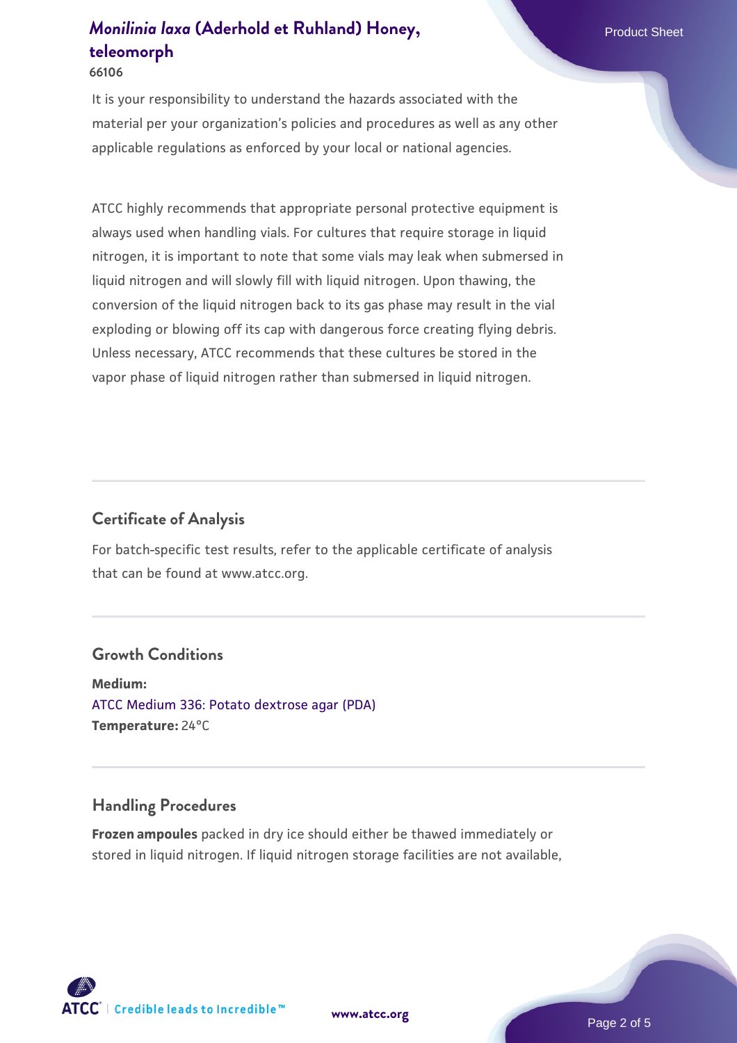It is your responsibility to understand the hazards associated with the material per your organization's policies and procedures as well as any other applicable regulations as enforced by your local or national agencies.

ATCC highly recommends that appropriate personal protective equipment is always used when handling vials. For cultures that require storage in liquid nitrogen, it is important to note that some vials may leak when submersed in liquid nitrogen and will slowly fill with liquid nitrogen. Upon thawing, the conversion of the liquid nitrogen back to its gas phase may result in the vial exploding or blowing off its cap with dangerous force creating flying debris. Unless necessary, ATCC recommends that these cultures be stored in the vapor phase of liquid nitrogen rather than submersed in liquid nitrogen.

## Certificate of Analysis

For batch-specific test results, refer to the applicable certificate of analysis that can be found at www.atcc.org.

## Growth Conditions

**Medium:**
ATCC Medium 336: Potato dextrose agar (PDA)
**Temperature:** 24°C

## Handling Procedures

**Frozen ampoules** packed in dry ice should either be thawed immediately or stored in liquid nitrogen. If liquid nitrogen storage facilities are not available,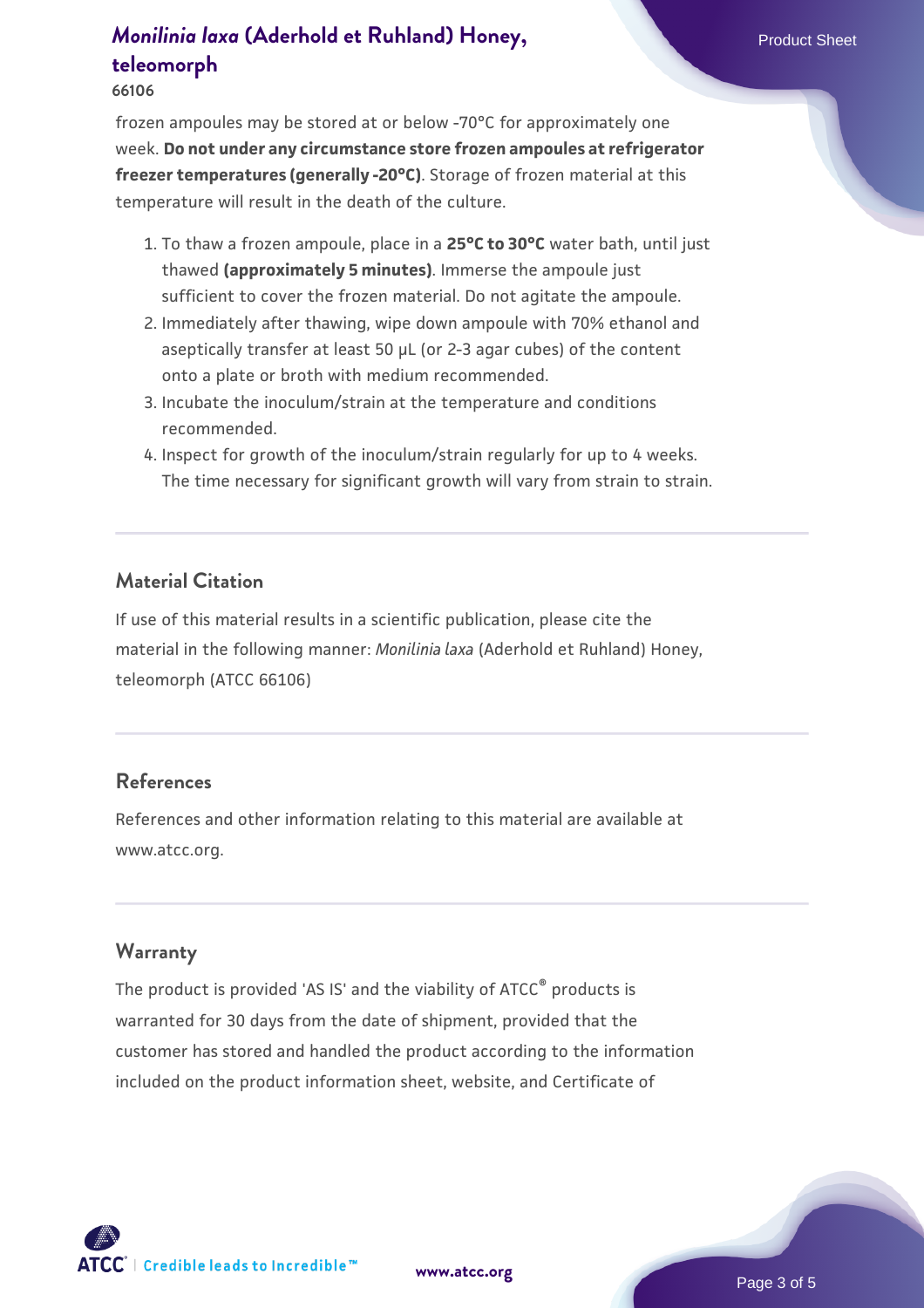frozen ampoules may be stored at or below -70°C for approximately one week. **Do not under any circumstance store frozen ampoules at refrigerator freezer temperatures (generally -20°C)**. Storage of frozen material at this temperature will result in the death of the culture.

1. To thaw a frozen ampoule, place in a **25°C to 30°C** water bath, until just thawed **(approximately 5 minutes)**. Immerse the ampoule just sufficient to cover the frozen material. Do not agitate the ampoule.
2. Immediately after thawing, wipe down ampoule with 70% ethanol and aseptically transfer at least 50 µL (or 2-3 agar cubes) of the content onto a plate or broth with medium recommended.
3. Incubate the inoculum/strain at the temperature and conditions recommended.
4. Inspect for growth of the inoculum/strain regularly for up to 4 weeks. The time necessary for significant growth will vary from strain to strain.

## Material Citation

If use of this material results in a scientific publication, please cite the material in the following manner: *Monilinia laxa* (Aderhold et Ruhland) Honey, teleomorph (ATCC 66106)

## References

References and other information relating to this material are available at www.atcc.org.

## Warranty

The product is provided 'AS IS' and the viability of ATCC® products is warranted for 30 days from the date of shipment, provided that the customer has stored and handled the product according to the information included on the product information sheet, website, and Certificate of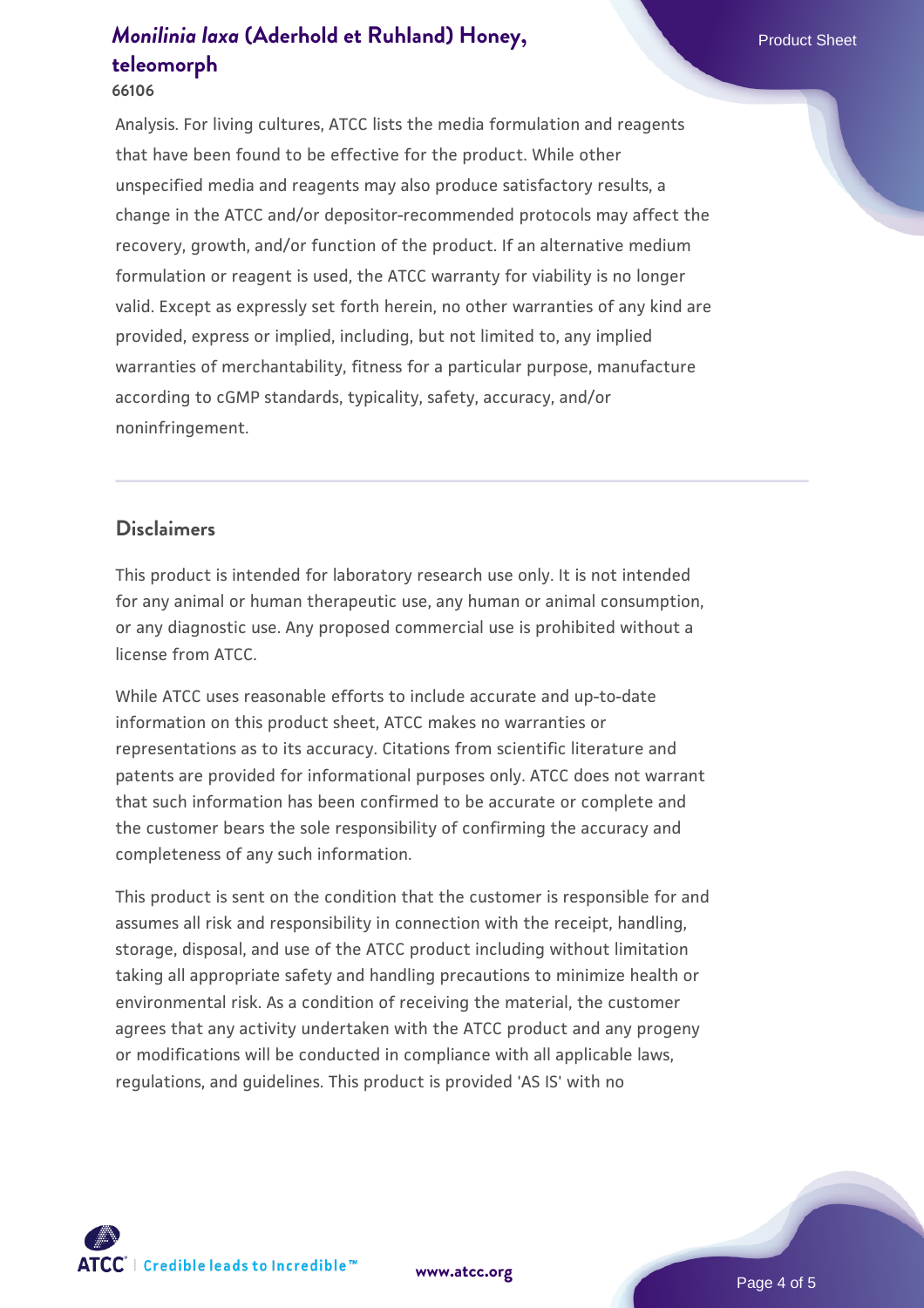Analysis. For living cultures, ATCC lists the media formulation and reagents that have been found to be effective for the product. While other unspecified media and reagents may also produce satisfactory results, a change in the ATCC and/or depositor-recommended protocols may affect the recovery, growth, and/or function of the product. If an alternative medium formulation or reagent is used, the ATCC warranty for viability is no longer valid. Except as expressly set forth herein, no other warranties of any kind are provided, express or implied, including, but not limited to, any implied warranties of merchantability, fitness for a particular purpose, manufacture according to cGMP standards, typicality, safety, accuracy, and/or noninfringement.

## Disclaimers

This product is intended for laboratory research use only. It is not intended for any animal or human therapeutic use, any human or animal consumption, or any diagnostic use. Any proposed commercial use is prohibited without a license from ATCC.

While ATCC uses reasonable efforts to include accurate and up-to-date information on this product sheet, ATCC makes no warranties or representations as to its accuracy. Citations from scientific literature and patents are provided for informational purposes only. ATCC does not warrant that such information has been confirmed to be accurate or complete and the customer bears the sole responsibility of confirming the accuracy and completeness of any such information.

This product is sent on the condition that the customer is responsible for and assumes all risk and responsibility in connection with the receipt, handling, storage, disposal, and use of the ATCC product including without limitation taking all appropriate safety and handling precautions to minimize health or environmental risk. As a condition of receiving the material, the customer agrees that any activity undertaken with the ATCC product and any progeny or modifications will be conducted in compliance with all applicable laws, regulations, and guidelines. This product is provided 'AS IS' with no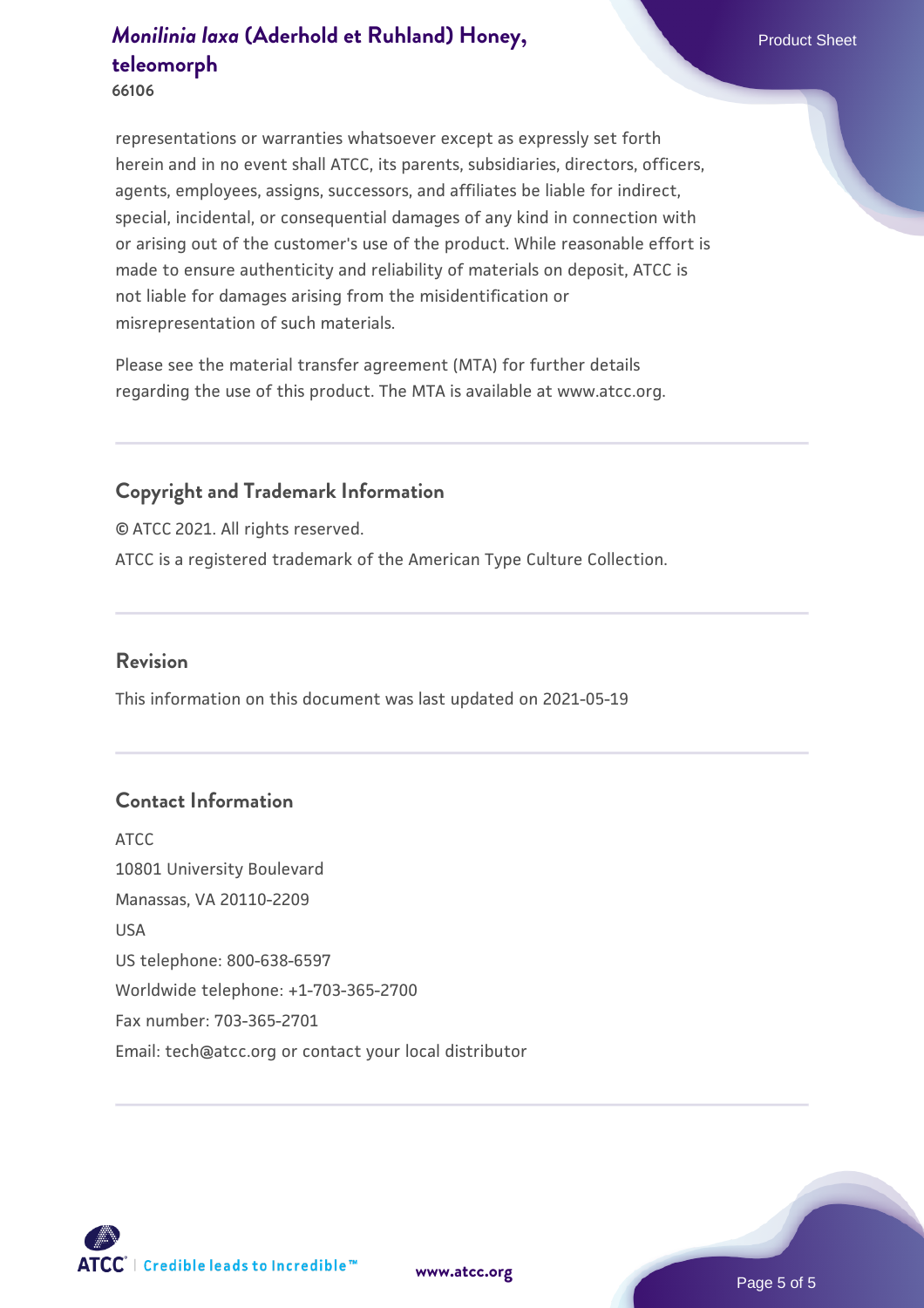representations or warranties whatsoever except as expressly set forth herein and in no event shall ATCC, its parents, subsidiaries, directors, officers, agents, employees, assigns, successors, and affiliates be liable for indirect, special, incidental, or consequential damages of any kind in connection with or arising out of the customer's use of the product. While reasonable effort is made to ensure authenticity and reliability of materials on deposit, ATCC is not liable for damages arising from the misidentification or misrepresentation of such materials.

Please see the material transfer agreement (MTA) for further details regarding the use of this product. The MTA is available at www.atcc.org.

## Copyright and Trademark Information

© ATCC 2021. All rights reserved.

ATCC is a registered trademark of the American Type Culture Collection.

## Revision

This information on this document was last updated on 2021-05-19

## Contact Information

ATCC
10801 University Boulevard
Manassas, VA 20110-2209
USA
US telephone: 800-638-6597
Worldwide telephone: +1-703-365-2700
Fax number: 703-365-2701
Email: tech@atcc.org or contact your local distributor